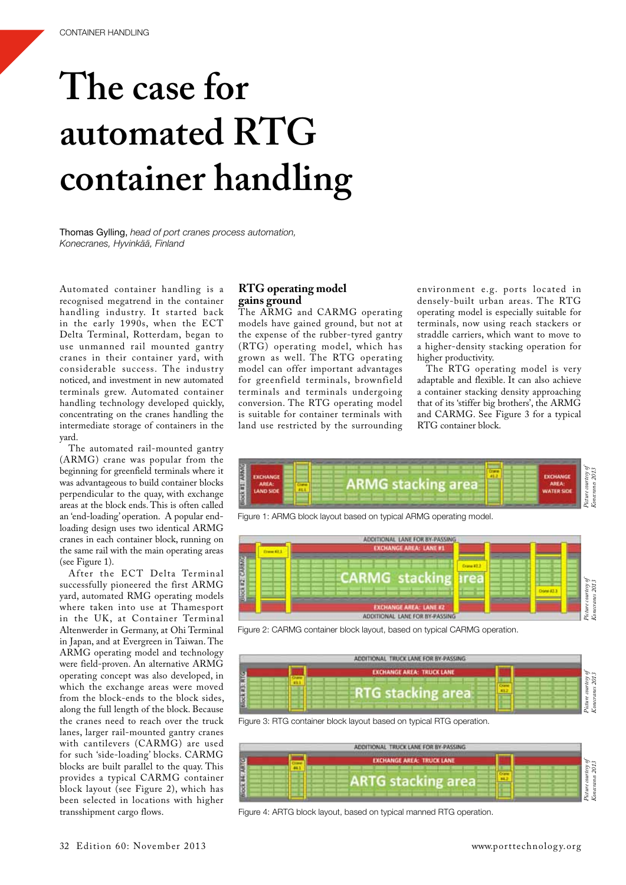# The case for automated RTG container handling

Thomas Gylling, *head of port cranes process automation, Konecranes, Hyvinkää, Finland*

Automated container handling is a recognised megatrend in the container handling industry. It started back in the early 1990s, when the ECT Delta Terminal, Rotterdam, began to use unmanned rail mounted gantry cranes in their container yard, with considerable success. The industry noticed, and investment in new automated terminals grew. Automated container handling technology developed quickly, concentrating on the cranes handling the intermediate storage of containers in the yard.

The automated rail-mounted gantry (ARMG) crane was popular from the beginning for greenfield terminals where it was advantageous to build container blocks perpendicular to the quay, with exchange areas at the block ends. This is often called an 'end-loading' operation. A popular end-loading design uses two identical ARMG cranes in each container block, running on the same rail with the main operating areas (see Figure 1).

After the ECT Delta Terminal successfully pioneered the first ARMG yard, automated RMG operating models where taken into use at Thamesport in the UK, at Container Terminal Altenwerder in Germany, at Ohi Terminal in Japan, and at Evergreen in Taiwan. The ARMG operating model and technology were field-proven. An alternative ARMG operating concept was also developed, in which the exchange areas were moved from the block-ends to the block sides, along the full length of the block. Because the cranes need to reach over the truck lanes, larger rail-mounted gantry cranes with cantilevers (CARMG) are used for such 'side-loading' blocks. CARMG blocks are built parallel to the quay. This provides a typical CARMG container block layout (see Figure 2), which has been selected in locations with higher transshipment cargo flows.

## RTG operating model gains ground

The ARMG and CARMG operating models have gained ground, but not at the expense of the rubber-tyred gantry (RTG) operating model, which has grown as well. The RTG operating model can offer important advantages for greenfield terminals, brownfield terminals and terminals undergoing conversion. The RTG operating model is suitable for container terminals with land use restricted by the surrounding environment e.g. ports located in densely-built urban areas. The RTG operating model is especially suitable for terminals, now using reach stackers or straddle carriers, which want to move to a higher-density stacking operation for higher productivity.

The RTG operating model is very adaptable and flexible. It can also achieve a container stacking density approaching that of its 'stiffer big brothers', the ARMG and CARMG. See Figure 3 for a typical RTG container block.

Figure 1: ARMG block layout based on typical ARMG operating model.

*Picture courtesy of Konecranes 2013*

Figure 2: CARMG container block layout, based on typical CARMG operation.

*Picture courtesy of Konecranes 2013*

Figure 3: RTG container block layout based on typical RTG operation.

*Picture courtesy of Konecranes 2013*

Figure 4: ARTG block layout, based on typical manned RTG operation.

*Picture courtesy of Konecranes 2013*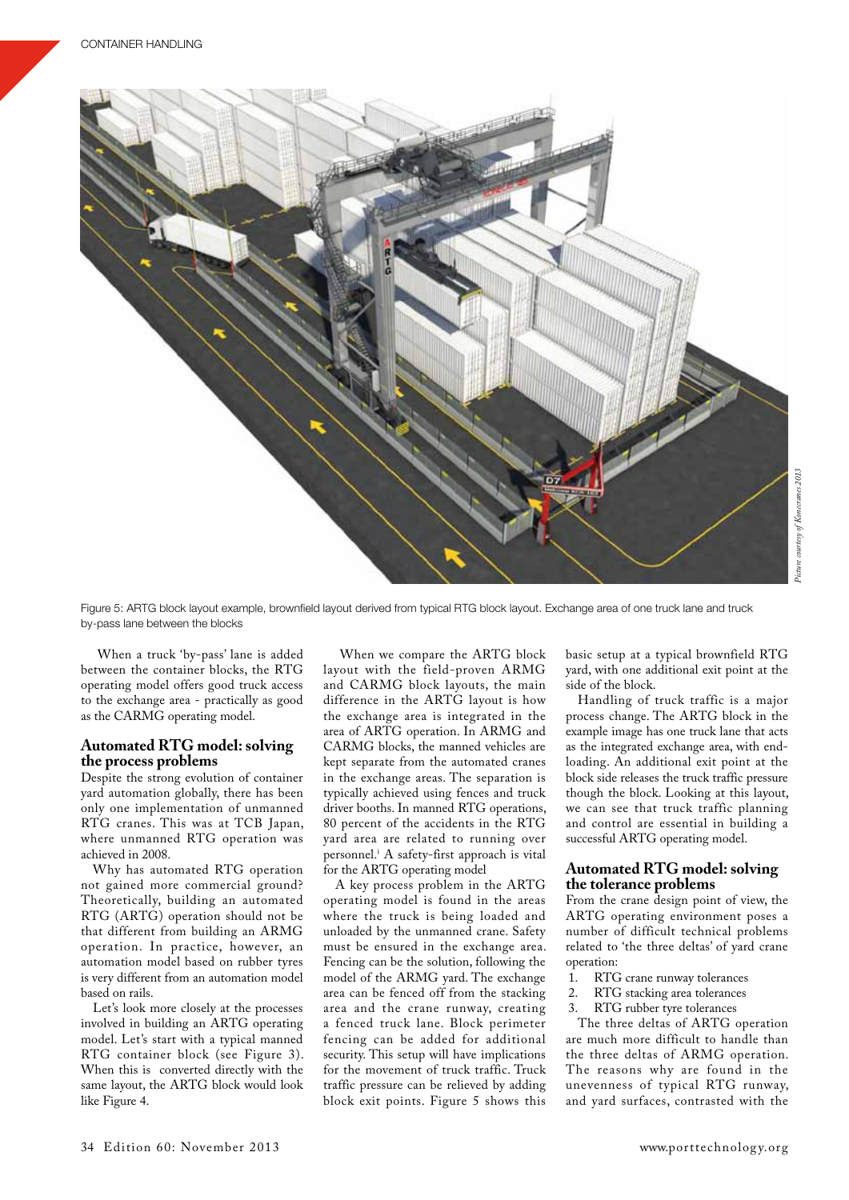Figure 5: ARTG block layout example, brownfield layout derived from typical RTG block layout. Exchange area of one truck lane and truck by-pass lane between the blocks

When a truck 'by-pass' lane is added between the container blocks, the RTG operating model offers good truck access to the exchange area - practically as good as the CARMG operating model.

## Automated RTG model: solving the process problems

Despite the strong evolution of container yard automation globally, there has been only one implementation of unmanned RTG cranes. This was at TCB Japan, where unmanned RTG operation was achieved in 2008.

Why has automated RTG operation not gained more commercial ground? Theoretically, building an automated RTG (ARTG) operation should not be that different from building an ARMG operation. In practice, however, an automation model based on rubber tyres is very different from an automation model based on rails.

Let's look more closely at the processes involved in building an ARTG operating model. Let's start with a typical manned RTG container block (see Figure 3). When this is converted directly with the same layout, the ARTG block would look like Figure 4.

When we compare the ARTG block layout with the field-proven ARMG and CARMG block layouts, the main difference in the ARTG layout is how the exchange area is integrated in the area of ARTG operation. In ARMG and CARMG blocks, the manned vehicles are kept separate from the automated cranes in the exchange areas. The separation is typically achieved using fences and truck driver booths. In manned RTG operations, 80 percent of the accidents in the RTG yard area are related to running over personnel.[i] A safety-first approach is vital for the ARTG operating model

A key process problem in the ARTG operating model is found in the areas where the truck is being loaded and unloaded by the unmanned crane. Safety must be ensured in the exchange area. Fencing can be the solution, following the model of the ARMG yard. The exchange area can be fenced off from the stacking area and the crane runway, creating a fenced truck lane. Block perimeter fencing can be added for additional security. This setup will have implications for the movement of truck traffic. Truck traffic pressure can be relieved by adding block exit points. Figure 5 shows this basic setup at a typical brownfield RTG yard, with one additional exit point at the side of the block.

Handling of truck traffic is a major process change. The ARTG block in the example image has one truck lane that acts as the integrated exchange area, with end-loading. An additional exit point at the block side releases the truck traffic pressure though the block. Looking at this layout, we can see that truck traffic planning and control are essential in building a successful ARTG operating model.

## Automated RTG model: solving the tolerance problems

From the crane design point of view, the ARTG operating environment poses a number of difficult technical problems related to 'the three deltas' of yard crane operation:

1. RTG crane runway tolerances
2. RTG stacking area tolerances
3. RTG rubber tyre tolerances

The three deltas of ARTG operation are much more difficult to handle than the three deltas of ARMG operation. The reasons why are found in the unevenness of typical RTG runway, and yard surfaces, contrasted with the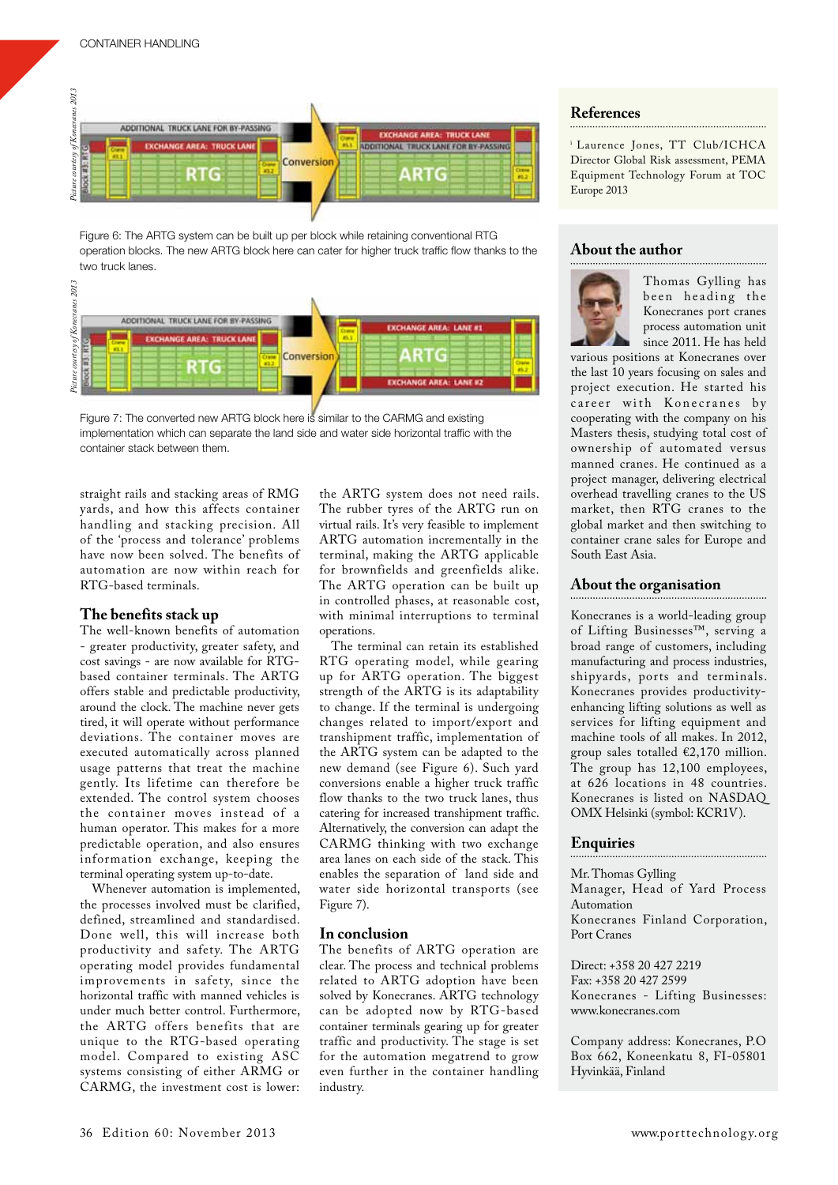Figure 6: The ARTG system can be built up per block while retaining conventional RTG operation blocks. The new ARTG block here can cater for higher truck traffic flow thanks to the two truck lanes.

Figure 7: The converted new ARTG block here is similar to the CARMG and existing implementation which can separate the land side and water side horizontal traffic with the container stack between them.

straight rails and stacking areas of RMG yards, and how this affects container handling and stacking precision. All of the 'process and tolerance' problems have now been solved. The benefits of automation are now within reach for RTG-based terminals.

## The benefits stack up

The well-known benefits of automation - greater productivity, greater safety, and cost savings - are now available for RTG-based container terminals. The ARTG offers stable and predictable productivity, around the clock. The machine never gets tired, it will operate without performance deviations. The container moves are executed automatically across planned usage patterns that treat the machine gently. Its lifetime can therefore be extended. The control system chooses the container moves instead of a human operator. This makes for a more predictable operation, and also ensures information exchange, keeping the terminal operating system up-to-date.

Whenever automation is implemented, the processes involved must be clarified, defined, streamlined and standardised. Done well, this will increase both productivity and safety. The ARTG operating model provides fundamental improvements in safety, since the horizontal traffic with manned vehicles is under much better control. Furthermore, the ARTG offers benefits that are unique to the RTG-based operating model. Compared to existing ASC systems consisting of either ARMG or CARMG, the investment cost is lower: the ARTG system does not need rails. The rubber tyres of the ARTG run on virtual rails. It's very feasible to implement ARTG automation incrementally in the terminal, making the ARTG applicable for brownfields and greenfields alike. The ARTG operation can be built up in controlled phases, at reasonable cost, with minimal interruptions to terminal operations.

The terminal can retain its established RTG operating model, while gearing up for ARTG operation. The biggest strength of the ARTG is its adaptability to change. If the terminal is undergoing changes related to import/export and transhipment traffic, implementation of the ARTG system can be adapted to the new demand (see Figure 6). Such yard conversions enable a higher truck traffic flow thanks to the two truck lanes, thus catering for increased transhipment traffic. Alternatively, the conversion can adapt the CARMG thinking with two exchange area lanes on each side of the stack. This enables the separation of land side and water side horizontal transports (see Figure 7).

## In conclusion

The benefits of ARTG operation are clear. The process and technical problems related to ARTG adoption have been solved by Konecranes. ARTG technology can be adopted now by RTG-based container terminals gearing up for greater traffic and productivity. The stage is set for the automation megatrend to grow even further in the container handling industry.

## References

[i] Laurence Jones, TT Club/ICHCA Director Global Risk assessment, PEMA Equipment Technology Forum at TOC Europe 2013

## About the author

Thomas Gylling has been heading the Konecranes port cranes process automation unit since 2011. He has held various positions at Konecranes over the last 10 years focusing on sales and project execution. He started his career with Konecranes by cooperating with the company on his Masters thesis, studying total cost of ownership of automated versus manned cranes. He continued as a project manager, delivering electrical overhead travelling cranes to the US market, then RTG cranes to the global market and then switching to container crane sales for Europe and South East Asia.

## About the organisation

Konecranes is a world-leading group of Lifting Businesses™, serving a broad range of customers, including manufacturing and process industries, shipyards, ports and terminals. Konecranes provides productivity-enhancing lifting solutions as well as services for lifting equipment and machine tools of all makes. In 2012, group sales totalled €2,170 million. The group has 12,100 employees, at 626 locations in 48 countries. Konecranes is listed on NASDAQ OMX Helsinki (symbol: KCR1V).

## Enquiries

Mr. Thomas Gylling
Manager, Head of Yard Process Automation
Konecranes Finland Corporation, Port Cranes

Direct: +358 20 427 2219
Fax: +358 20 427 2599
Konecranes - Lifting Businesses: www.konecranes.com

Company address: Konecranes, P.O Box 662, Koneenkatu 8, FI-05801 Hyvinkää, Finland